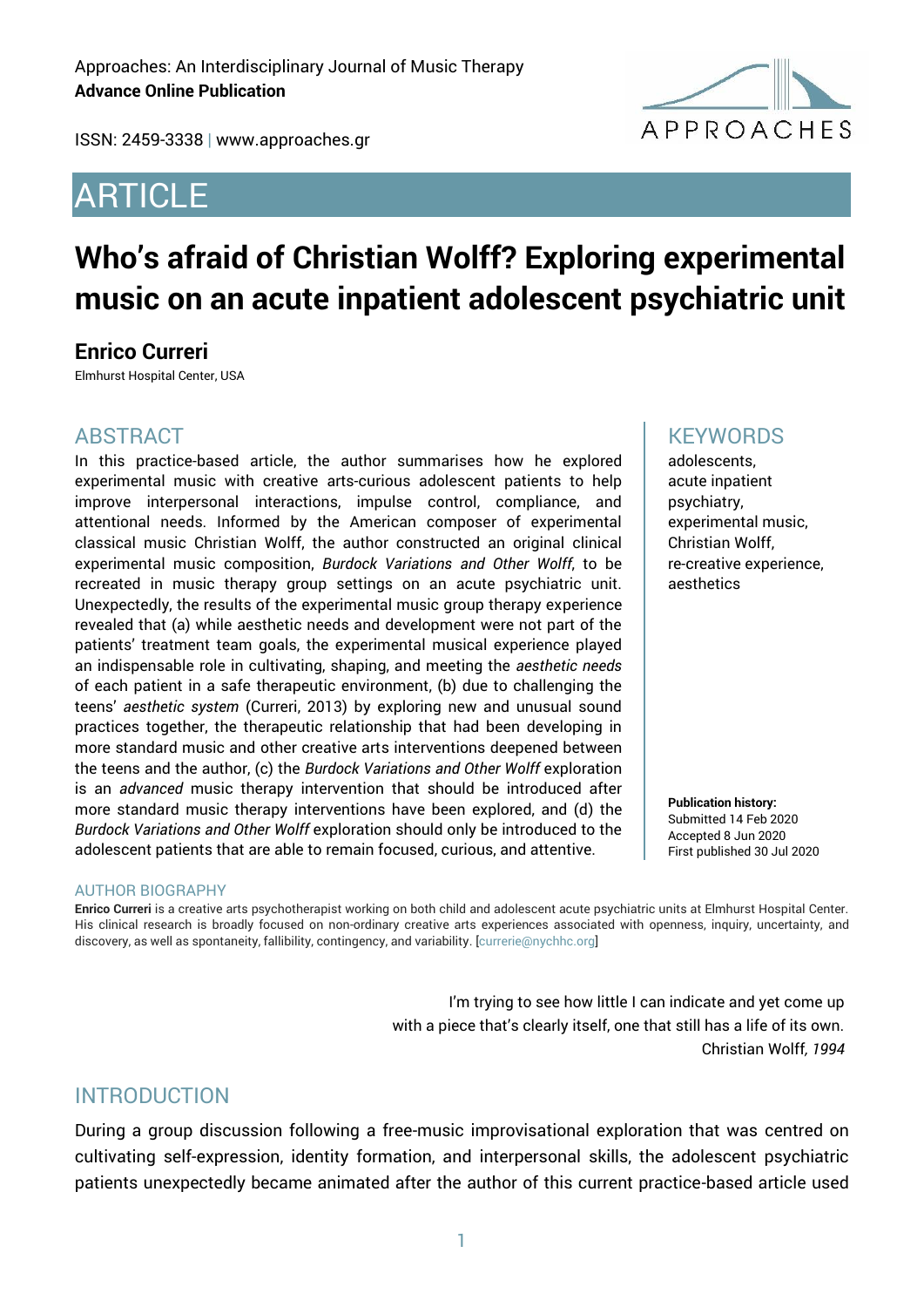Approaches: An Interdisciplinary Journal of Music Therapy
**Advance Online Publication**

ISSN: 2459-3338 | www.approaches.gr

# ARTICLE

# Who's afraid of Christian Wolff? Exploring experimental music on an acute inpatient adolescent psychiatric unit

## Enrico Curreri

Elmhurst Hospital Center, USA

## ABSTRACT

In this practice-based article, the author summarises how he explored experimental music with creative arts-curious adolescent patients to help improve interpersonal interactions, impulse control, compliance, and attentional needs. Informed by the American composer of experimental classical music Christian Wolff, the author constructed an original clinical experimental music composition, *Burdock Variations and Other Wolff*, to be recreated in music therapy group settings on an acute psychiatric unit. Unexpectedly, the results of the experimental music group therapy experience revealed that (a) while aesthetic needs and development were not part of the patients' treatment team goals, the experimental musical experience played an indispensable role in cultivating, shaping, and meeting the *aesthetic needs* of each patient in a safe therapeutic environment, (b) due to challenging the teens' *aesthetic system* (Curreri, 2013) by exploring new and unusual sound practices together, the therapeutic relationship that had been developing in more standard music and other creative arts interventions deepened between the teens and the author, (c) the *Burdock Variations and Other Wolff* exploration is an *advanced* music therapy intervention that should be introduced after more standard music therapy interventions have been explored, and (d) the *Burdock Variations and Other Wolff* exploration should only be introduced to the adolescent patients that are able to remain focused, curious, and attentive.

## KEYWORDS

adolescents, acute inpatient psychiatry, experimental music, Christian Wolff, re-creative experience, aesthetics

**Publication history:**
Submitted 14 Feb 2020
Accepted 8 Jun 2020
First published 30 Jul 2020

## AUTHOR BIOGRAPHY

**Enrico Curreri** is a creative arts psychotherapist working on both child and adolescent acute psychiatric units at Elmhurst Hospital Center. His clinical research is broadly focused on non-ordinary creative arts experiences associated with openness, inquiry, uncertainty, and discovery, as well as spontaneity, fallibility, contingency, and variability. [currerie@nychhc.org]

> I'm trying to see how little I can indicate and yet come up
> with a piece that's clearly itself, one that still has a life of its own.
> Christian Wolff, *1994*

## INTRODUCTION

During a group discussion following a free-music improvisational exploration that was centred on cultivating self-expression, identity formation, and interpersonal skills, the adolescent psychiatric patients unexpectedly became animated after the author of this current practice-based article used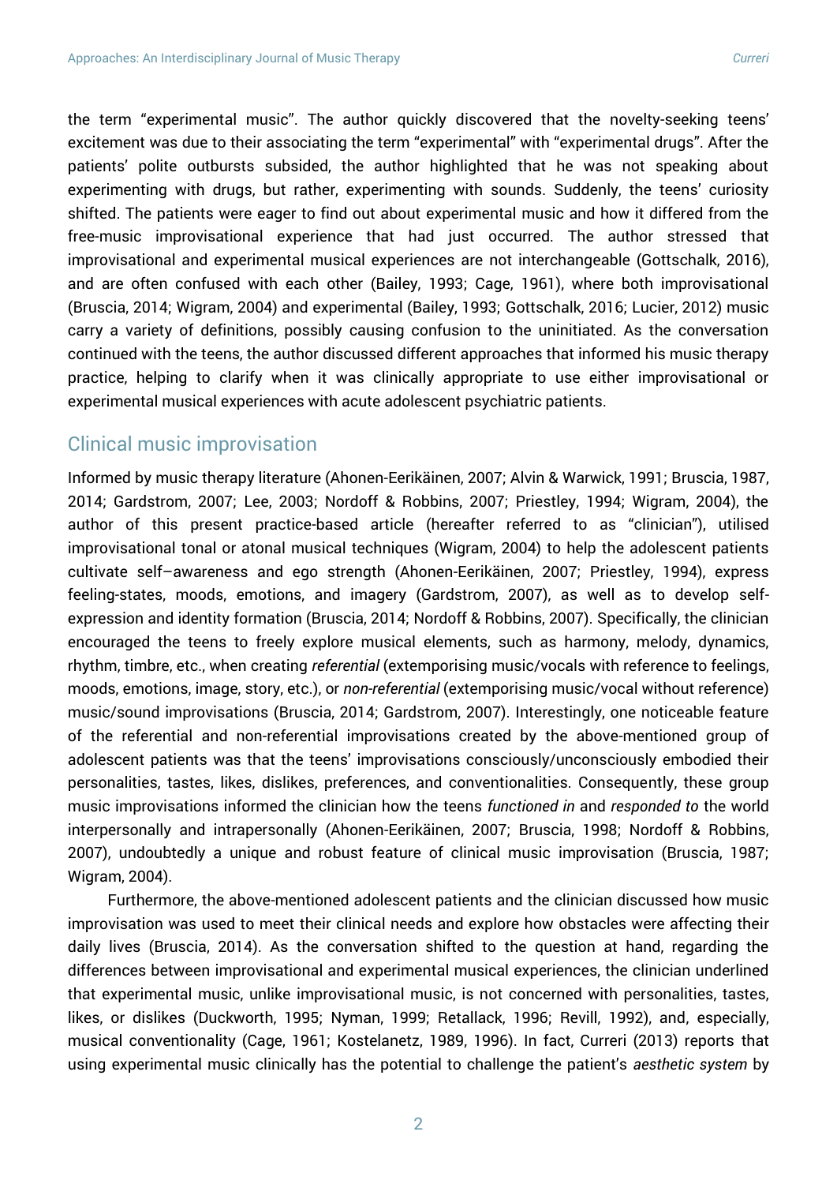the term "experimental music". The author quickly discovered that the novelty-seeking teens' excitement was due to their associating the term "experimental" with "experimental drugs". After the patients' polite outbursts subsided, the author highlighted that he was not speaking about experimenting with drugs, but rather, experimenting with sounds. Suddenly, the teens' curiosity shifted. The patients were eager to find out about experimental music and how it differed from the free-music improvisational experience that had just occurred. The author stressed that improvisational and experimental musical experiences are not interchangeable (Gottschalk, 2016), and are often confused with each other (Bailey, 1993; Cage, 1961), where both improvisational (Bruscia, 2014; Wigram, 2004) and experimental (Bailey, 1993; Gottschalk, 2016; Lucier, 2012) music carry a variety of definitions, possibly causing confusion to the uninitiated. As the conversation continued with the teens, the author discussed different approaches that informed his music therapy practice, helping to clarify when it was clinically appropriate to use either improvisational or experimental musical experiences with acute adolescent psychiatric patients.

## Clinical music improvisation

Informed by music therapy literature (Ahonen-Eerikäinen, 2007; Alvin & Warwick, 1991; Bruscia, 1987, 2014; Gardstrom, 2007; Lee, 2003; Nordoff & Robbins, 2007; Priestley, 1994; Wigram, 2004), the author of this present practice-based article (hereafter referred to as "clinician"), utilised improvisational tonal or atonal musical techniques (Wigram, 2004) to help the adolescent patients cultivate self–awareness and ego strength (Ahonen-Eerikäinen, 2007; Priestley, 1994), express feeling-states, moods, emotions, and imagery (Gardstrom, 2007), as well as to develop self-expression and identity formation (Bruscia, 2014; Nordoff & Robbins, 2007). Specifically, the clinician encouraged the teens to freely explore musical elements, such as harmony, melody, dynamics, rhythm, timbre, etc., when creating *referential* (extemporising music/vocals with reference to feelings, moods, emotions, image, story, etc.), or *non-referential* (extemporising music/vocal without reference) music/sound improvisations (Bruscia, 2014; Gardstrom, 2007). Interestingly, one noticeable feature of the referential and non-referential improvisations created by the above-mentioned group of adolescent patients was that the teens' improvisations consciously/unconsciously embodied their personalities, tastes, likes, dislikes, preferences, and conventionalities. Consequently, these group music improvisations informed the clinician how the teens *functioned in* and *responded to* the world interpersonally and intrapersonally (Ahonen-Eerikäinen, 2007; Bruscia, 1998; Nordoff & Robbins, 2007), undoubtedly a unique and robust feature of clinical music improvisation (Bruscia, 1987; Wigram, 2004).

Furthermore, the above-mentioned adolescent patients and the clinician discussed how music improvisation was used to meet their clinical needs and explore how obstacles were affecting their daily lives (Bruscia, 2014). As the conversation shifted to the question at hand, regarding the differences between improvisational and experimental musical experiences, the clinician underlined that experimental music, unlike improvisational music, is not concerned with personalities, tastes, likes, or dislikes (Duckworth, 1995; Nyman, 1999; Retallack, 1996; Revill, 1992), and, especially, musical conventionality (Cage, 1961; Kostelanetz, 1989, 1996). In fact, Curreri (2013) reports that using experimental music clinically has the potential to challenge the patient's *aesthetic system* by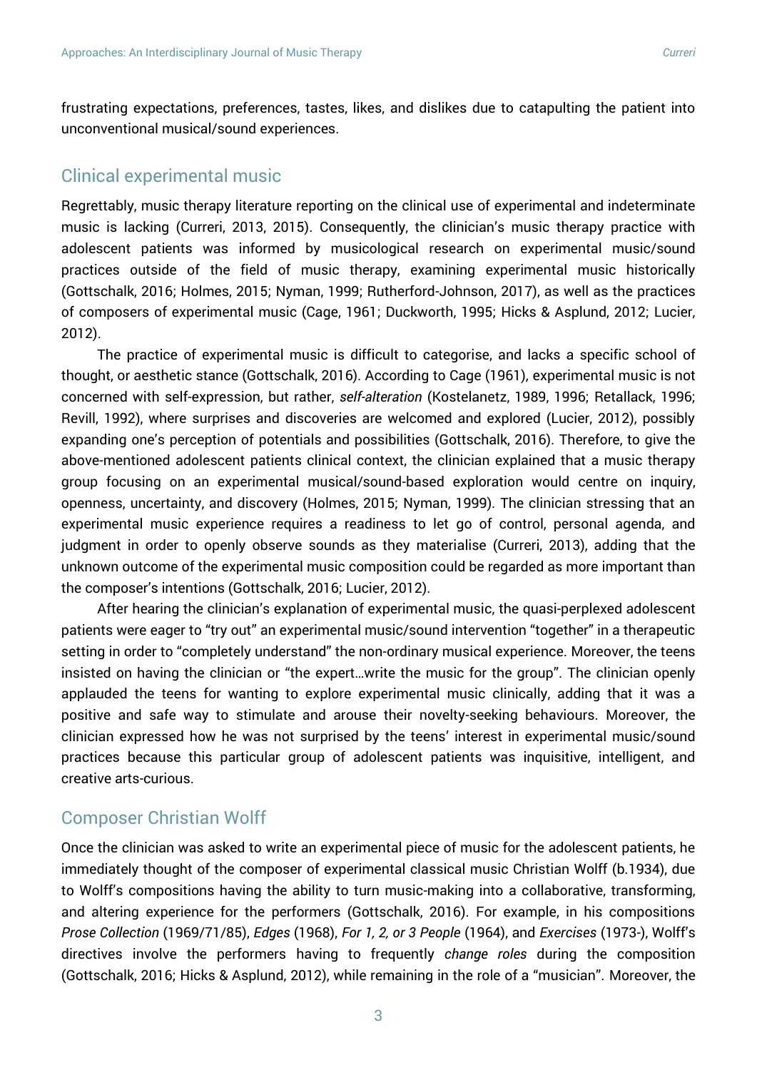frustrating expectations, preferences, tastes, likes, and dislikes due to catapulting the patient into unconventional musical/sound experiences.

## Clinical experimental music

Regrettably, music therapy literature reporting on the clinical use of experimental and indeterminate music is lacking (Curreri, 2013, 2015). Consequently, the clinician's music therapy practice with adolescent patients was informed by musicological research on experimental music/sound practices outside of the field of music therapy, examining experimental music historically (Gottschalk, 2016; Holmes, 2015; Nyman, 1999; Rutherford-Johnson, 2017), as well as the practices of composers of experimental music (Cage, 1961; Duckworth, 1995; Hicks & Asplund, 2012; Lucier, 2012).

The practice of experimental music is difficult to categorise, and lacks a specific school of thought, or aesthetic stance (Gottschalk, 2016). According to Cage (1961), experimental music is not concerned with self-expression, but rather, *self-alteration* (Kostelanetz, 1989, 1996; Retallack, 1996; Revill, 1992), where surprises and discoveries are welcomed and explored (Lucier, 2012), possibly expanding one's perception of potentials and possibilities (Gottschalk, 2016). Therefore, to give the above-mentioned adolescent patients clinical context, the clinician explained that a music therapy group focusing on an experimental musical/sound-based exploration would centre on inquiry, openness, uncertainty, and discovery (Holmes, 2015; Nyman, 1999). The clinician stressing that an experimental music experience requires a readiness to let go of control, personal agenda, and judgment in order to openly observe sounds as they materialise (Curreri, 2013), adding that the unknown outcome of the experimental music composition could be regarded as more important than the composer's intentions (Gottschalk, 2016; Lucier, 2012).

After hearing the clinician's explanation of experimental music, the quasi-perplexed adolescent patients were eager to "try out" an experimental music/sound intervention "together" in a therapeutic setting in order to "completely understand" the non-ordinary musical experience. Moreover, the teens insisted on having the clinician or "the expert…write the music for the group". The clinician openly applauded the teens for wanting to explore experimental music clinically, adding that it was a positive and safe way to stimulate and arouse their novelty-seeking behaviours. Moreover, the clinician expressed how he was not surprised by the teens' interest in experimental music/sound practices because this particular group of adolescent patients was inquisitive, intelligent, and creative arts-curious.

## Composer Christian Wolff

Once the clinician was asked to write an experimental piece of music for the adolescent patients, he immediately thought of the composer of experimental classical music Christian Wolff (b.1934), due to Wolff's compositions having the ability to turn music-making into a collaborative, transforming, and altering experience for the performers (Gottschalk, 2016). For example, in his compositions *Prose Collection* (1969/71/85), *Edges* (1968), *For 1, 2, or 3 People* (1964), and *Exercises* (1973-), Wolff's directives involve the performers having to frequently *change roles* during the composition (Gottschalk, 2016; Hicks & Asplund, 2012), while remaining in the role of a "musician". Moreover, the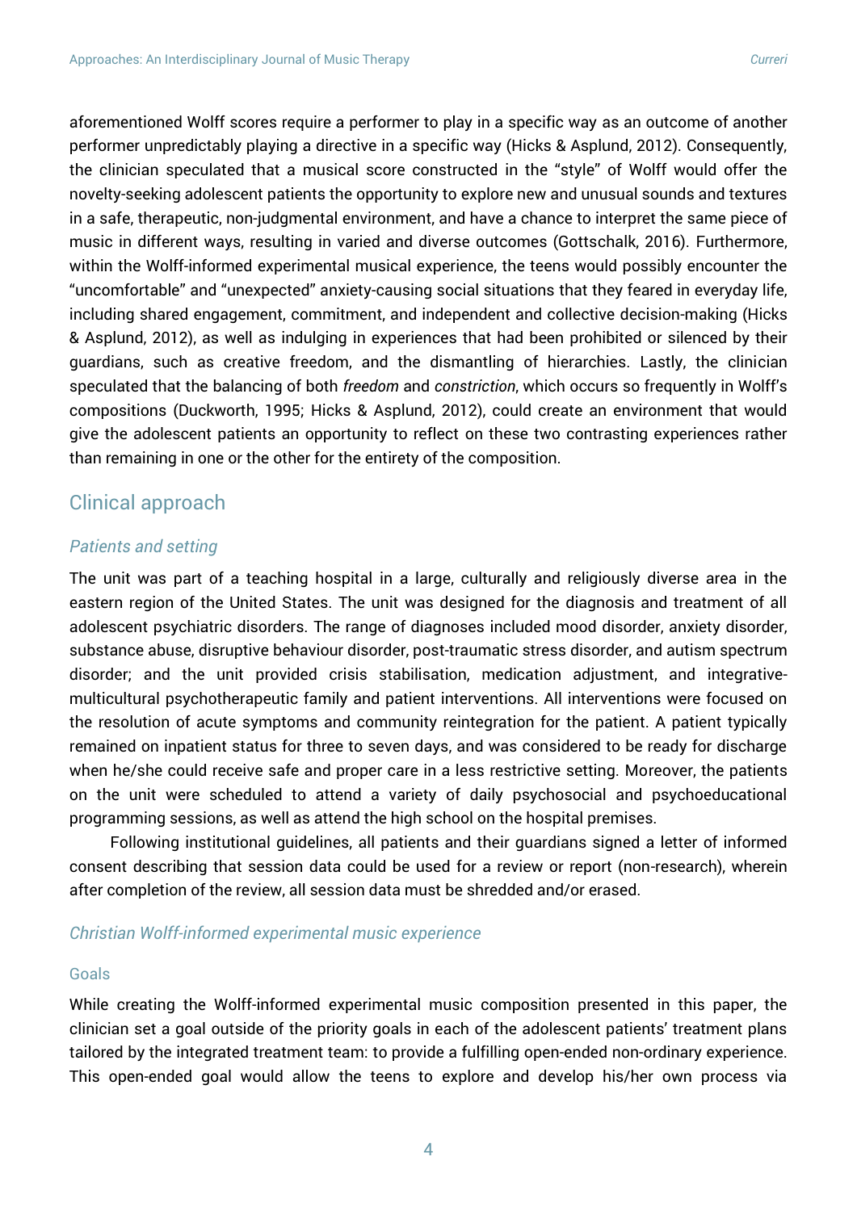aforementioned Wolff scores require a performer to play in a specific way as an outcome of another performer unpredictably playing a directive in a specific way (Hicks & Asplund, 2012). Consequently, the clinician speculated that a musical score constructed in the "style" of Wolff would offer the novelty-seeking adolescent patients the opportunity to explore new and unusual sounds and textures in a safe, therapeutic, non-judgmental environment, and have a chance to interpret the same piece of music in different ways, resulting in varied and diverse outcomes (Gottschalk, 2016). Furthermore, within the Wolff-informed experimental musical experience, the teens would possibly encounter the "uncomfortable" and "unexpected" anxiety-causing social situations that they feared in everyday life, including shared engagement, commitment, and independent and collective decision-making (Hicks & Asplund, 2012), as well as indulging in experiences that had been prohibited or silenced by their guardians, such as creative freedom, and the dismantling of hierarchies. Lastly, the clinician speculated that the balancing of both *freedom* and *constriction*, which occurs so frequently in Wolff's compositions (Duckworth, 1995; Hicks & Asplund, 2012), could create an environment that would give the adolescent patients an opportunity to reflect on these two contrasting experiences rather than remaining in one or the other for the entirety of the composition.

## Clinical approach

### *Patients and setting*

The unit was part of a teaching hospital in a large, culturally and religiously diverse area in the eastern region of the United States. The unit was designed for the diagnosis and treatment of all adolescent psychiatric disorders. The range of diagnoses included mood disorder, anxiety disorder, substance abuse, disruptive behaviour disorder, post-traumatic stress disorder, and autism spectrum disorder; and the unit provided crisis stabilisation, medication adjustment, and integrative-multicultural psychotherapeutic family and patient interventions. All interventions were focused on the resolution of acute symptoms and community reintegration for the patient. A patient typically remained on inpatient status for three to seven days, and was considered to be ready for discharge when he/she could receive safe and proper care in a less restrictive setting. Moreover, the patients on the unit were scheduled to attend a variety of daily psychosocial and psychoeducational programming sessions, as well as attend the high school on the hospital premises.

Following institutional guidelines, all patients and their guardians signed a letter of informed consent describing that session data could be used for a review or report (non-research), wherein after completion of the review, all session data must be shredded and/or erased.

### *Christian Wolff-informed experimental music experience*

#### Goals

While creating the Wolff-informed experimental music composition presented in this paper, the clinician set a goal outside of the priority goals in each of the adolescent patients' treatment plans tailored by the integrated treatment team: to provide a fulfilling open-ended non-ordinary experience. This open-ended goal would allow the teens to explore and develop his/her own process via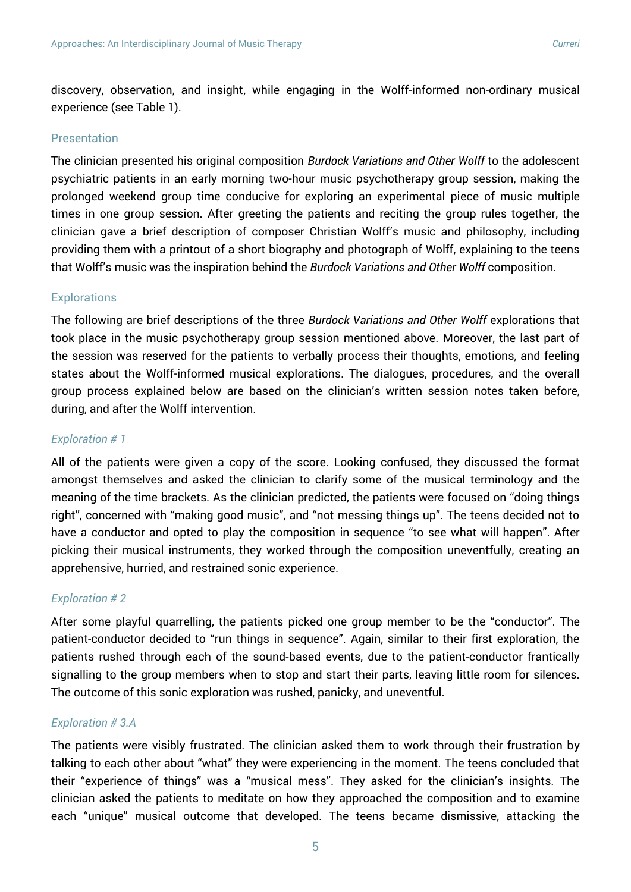discovery, observation, and insight, while engaging in the Wolff-informed non-ordinary musical experience (see Table 1).

### Presentation

The clinician presented his original composition *Burdock Variations and Other Wolff* to the adolescent psychiatric patients in an early morning two-hour music psychotherapy group session, making the prolonged weekend group time conducive for exploring an experimental piece of music multiple times in one group session. After greeting the patients and reciting the group rules together, the clinician gave a brief description of composer Christian Wolff's music and philosophy, including providing them with a printout of a short biography and photograph of Wolff, explaining to the teens that Wolff's music was the inspiration behind the *Burdock Variations and Other Wolff* composition.

### Explorations

The following are brief descriptions of the three *Burdock Variations and Other Wolff* explorations that took place in the music psychotherapy group session mentioned above. Moreover, the last part of the session was reserved for the patients to verbally process their thoughts, emotions, and feeling states about the Wolff-informed musical explorations. The dialogues, procedures, and the overall group process explained below are based on the clinician's written session notes taken before, during, and after the Wolff intervention.

#### *Exploration # 1*

All of the patients were given a copy of the score. Looking confused, they discussed the format amongst themselves and asked the clinician to clarify some of the musical terminology and the meaning of the time brackets. As the clinician predicted, the patients were focused on "doing things right", concerned with "making good music", and "not messing things up". The teens decided not to have a conductor and opted to play the composition in sequence "to see what will happen". After picking their musical instruments, they worked through the composition uneventfully, creating an apprehensive, hurried, and restrained sonic experience.

#### *Exploration # 2*

After some playful quarrelling, the patients picked one group member to be the "conductor". The patient-conductor decided to "run things in sequence". Again, similar to their first exploration, the patients rushed through each of the sound-based events, due to the patient-conductor frantically signalling to the group members when to stop and start their parts, leaving little room for silences. The outcome of this sonic exploration was rushed, panicky, and uneventful.

#### *Exploration # 3.A*

The patients were visibly frustrated. The clinician asked them to work through their frustration by talking to each other about "what" they were experiencing in the moment. The teens concluded that their "experience of things" was a "musical mess". They asked for the clinician's insights. The clinician asked the patients to meditate on how they approached the composition and to examine each "unique" musical outcome that developed. The teens became dismissive, attacking the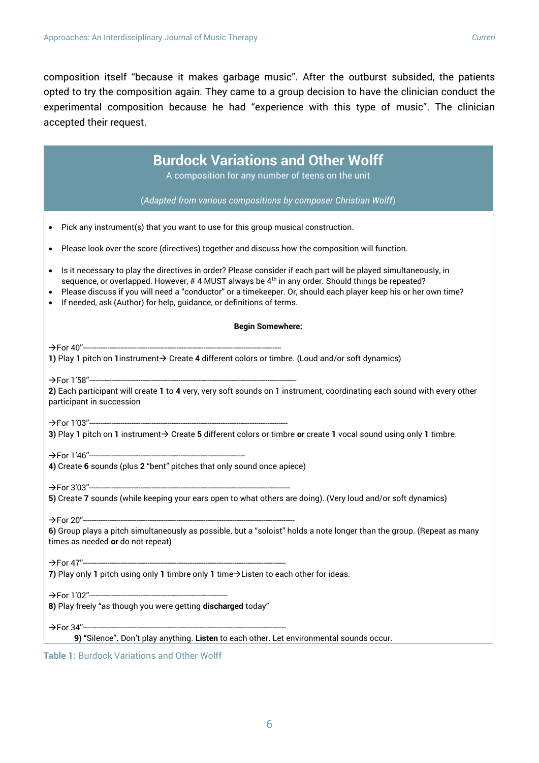composition itself "because it makes garbage music". After the outburst subsided, the patients opted to try the composition again. They came to a group decision to have the clinician conduct the experimental composition because he had "experience with this type of music". The clinician accepted their request.

## Burdock Variations and Other Wolff

A composition for any number of teens on the unit

(*Adapted from various compositions by composer Christian Wolff*)

- Pick any instrument(s) that you want to use for this group musical construction.
- Please look over the score (directives) together and discuss how the composition will function.
- Is it necessary to play the directives in order? Please consider if each part will be played simultaneously, in sequence, or overlapped. However, # 4 MUST always be 4th in any order. Should things be repeated?
- Please discuss if you will need a "conductor" or a timekeeper. Or, should each player keep his or her own time?
- If needed, ask (Author) for help, guidance, or definitions of terms.

**Begin Somewhere:**

→For 40"----------------------------------------------------------------------------------------------

**1)** Play **1** pitch on **1**instrument→ Create **4** different colors or timbre. (Loud and/or soft dynamics)

→For 1'58"----------------------------------------------------------------------------------------------

**2)** Each participant will create **1** to **4** very, very soft sounds on 1 instrument, coordinating each sound with every other participant in succession

→For 1'03"----------------------------------------------------------------------------------------------

**3)** Play **1** pitch on **1** instrument→ Create **5** different colors or timbre **or** create **1** vocal sound using only **1** timbre.

→For 1'46"--------------------------------------------------------------------------

**4)** Create **6** sounds (plus **2** "bent" pitches that only sound once apiece)

→For 3'03"----------------------------------------------------------------------------------------------

**5)** Create **7** sounds (while keeping your ears open to what others are doing). (Very loud and/or soft dynamics)

→For 20"----------------------------------------------------------------------------------------------

**6)** Group plays a pitch simultaneously as possible, but a "soloist" holds a note longer than the group. (Repeat as many times as needed **or** do not repeat)

→For 47"----------------------------------------------------------------------------------------------

**7)** Play only **1** pitch using only **1** timbre only **1** time→Listen to each other for ideas.

→For 1'02"----------------------------------------------------------------------

**8)** Play freely "as though you were getting **discharged** today"

→For 34"----------------------------------------------------------------------------------------------

**9)** "Silence". Don't play anything. **Listen** to each other. Let environmental sounds occur.

**Table 1:** Burdock Variations and Other Wolff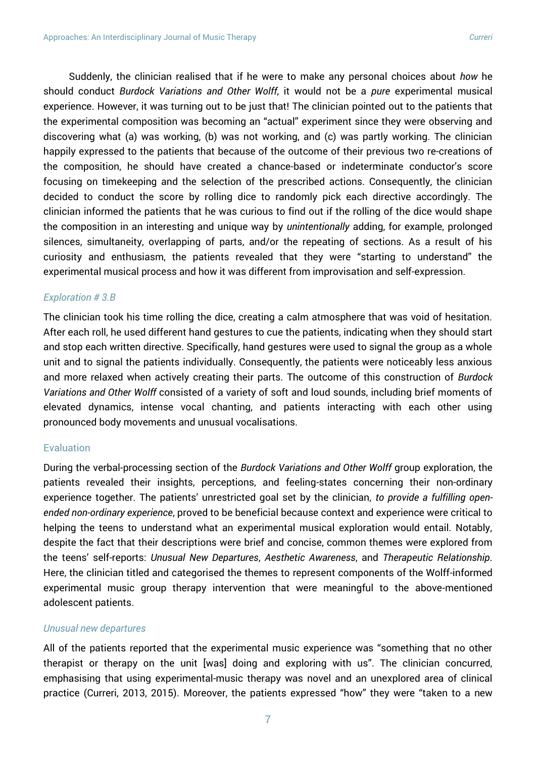Suddenly, the clinician realised that if he were to make any personal choices about *how* he should conduct *Burdock Variations and Other Wolff*, it would not be a *pure* experimental musical experience. However, it was turning out to be just that! The clinician pointed out to the patients that the experimental composition was becoming an "actual" experiment since they were observing and discovering what (a) was working, (b) was not working, and (c) was partly working. The clinician happily expressed to the patients that because of the outcome of their previous two re-creations of the composition, he should have created a chance-based or indeterminate conductor's score focusing on timekeeping and the selection of the prescribed actions. Consequently, the clinician decided to conduct the score by rolling dice to randomly pick each directive accordingly. The clinician informed the patients that he was curious to find out if the rolling of the dice would shape the composition in an interesting and unique way by *unintentionally* adding, for example, prolonged silences, simultaneity, overlapping of parts, and/or the repeating of sections. As a result of his curiosity and enthusiasm, the patients revealed that they were "starting to understand" the experimental musical process and how it was different from improvisation and self-expression.

#### *Exploration # 3.B*

The clinician took his time rolling the dice, creating a calm atmosphere that was void of hesitation. After each roll, he used different hand gestures to cue the patients, indicating when they should start and stop each written directive. Specifically, hand gestures were used to signal the group as a whole unit and to signal the patients individually. Consequently, the patients were noticeably less anxious and more relaxed when actively creating their parts. The outcome of this construction of *Burdock Variations and Other Wolff* consisted of a variety of soft and loud sounds, including brief moments of elevated dynamics, intense vocal chanting, and patients interacting with each other using pronounced body movements and unusual vocalisations.

### Evaluation

During the verbal-processing section of the *Burdock Variations and Other Wolff* group exploration, the patients revealed their insights, perceptions, and feeling-states concerning their non-ordinary experience together. The patients' unrestricted goal set by the clinician, *to provide a fulfilling open-ended non-ordinary experience*, proved to be beneficial because context and experience were critical to helping the teens to understand what an experimental musical exploration would entail. Notably, despite the fact that their descriptions were brief and concise, common themes were explored from the teens' self-reports: *Unusual New Departures*, *Aesthetic Awareness*, and *Therapeutic Relationship*. Here, the clinician titled and categorised the themes to represent components of the Wolff-informed experimental music group therapy intervention that were meaningful to the above-mentioned adolescent patients.

#### *Unusual new departures*

All of the patients reported that the experimental music experience was "something that no other therapist or therapy on the unit [was] doing and exploring with us". The clinician concurred, emphasising that using experimental-music therapy was novel and an unexplored area of clinical practice (Curreri, 2013, 2015). Moreover, the patients expressed "how" they were "taken to a new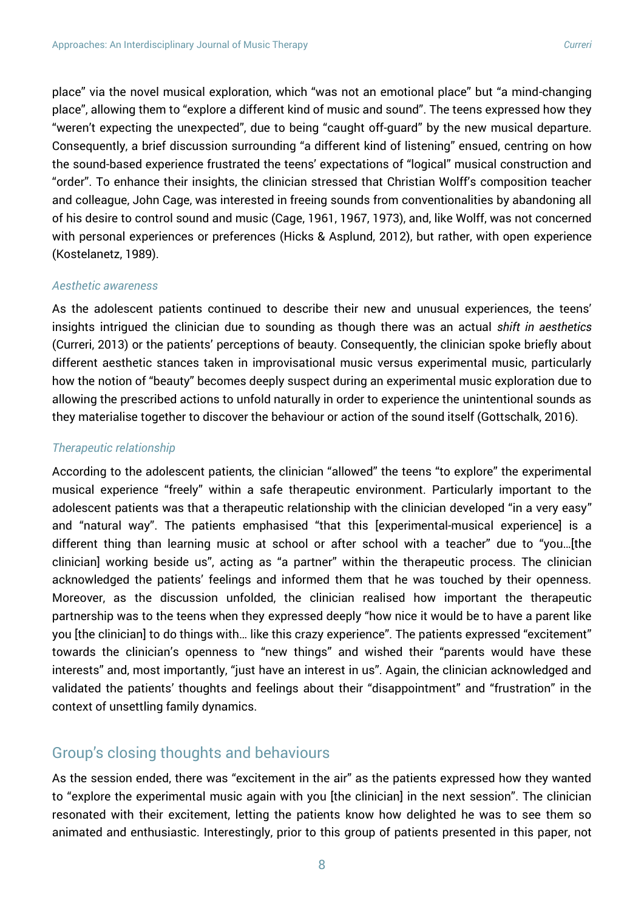place" via the novel musical exploration, which "was not an emotional place" but "a mind-changing place", allowing them to "explore a different kind of music and sound". The teens expressed how they "weren't expecting the unexpected", due to being "caught off-guard" by the new musical departure. Consequently, a brief discussion surrounding "a different kind of listening" ensued, centring on how the sound-based experience frustrated the teens' expectations of "logical" musical construction and "order". To enhance their insights, the clinician stressed that Christian Wolff's composition teacher and colleague, John Cage, was interested in freeing sounds from conventionalities by abandoning all of his desire to control sound and music (Cage, 1961, 1967, 1973), and, like Wolff, was not concerned with personal experiences or preferences (Hicks & Asplund, 2012), but rather, with open experience (Kostelanetz, 1989).

#### *Aesthetic awareness*

As the adolescent patients continued to describe their new and unusual experiences, the teens' insights intrigued the clinician due to sounding as though there was an actual *shift in aesthetics* (Curreri, 2013) or the patients' perceptions of beauty. Consequently, the clinician spoke briefly about different aesthetic stances taken in improvisational music versus experimental music, particularly how the notion of "beauty" becomes deeply suspect during an experimental music exploration due to allowing the prescribed actions to unfold naturally in order to experience the unintentional sounds as they materialise together to discover the behaviour or action of the sound itself (Gottschalk, 2016).

#### *Therapeutic relationship*

According to the adolescent patients, the clinician "allowed" the teens "to explore" the experimental musical experience "freely" within a safe therapeutic environment. Particularly important to the adolescent patients was that a therapeutic relationship with the clinician developed "in a very easy" and "natural way". The patients emphasised "that this [experimental-musical experience] is a different thing than learning music at school or after school with a teacher" due to "you…[the clinician] working beside us", acting as "a partner" within the therapeutic process. The clinician acknowledged the patients' feelings and informed them that he was touched by their openness. Moreover, as the discussion unfolded, the clinician realised how important the therapeutic partnership was to the teens when they expressed deeply "how nice it would be to have a parent like you [the clinician] to do things with… like this crazy experience". The patients expressed "excitement" towards the clinician's openness to "new things" and wished their "parents would have these interests" and, most importantly, "just have an interest in us". Again, the clinician acknowledged and validated the patients' thoughts and feelings about their "disappointment" and "frustration" in the context of unsettling family dynamics.

### Group's closing thoughts and behaviours

As the session ended, there was "excitement in the air" as the patients expressed how they wanted to "explore the experimental music again with you [the clinician] in the next session". The clinician resonated with their excitement, letting the patients know how delighted he was to see them so animated and enthusiastic. Interestingly, prior to this group of patients presented in this paper, not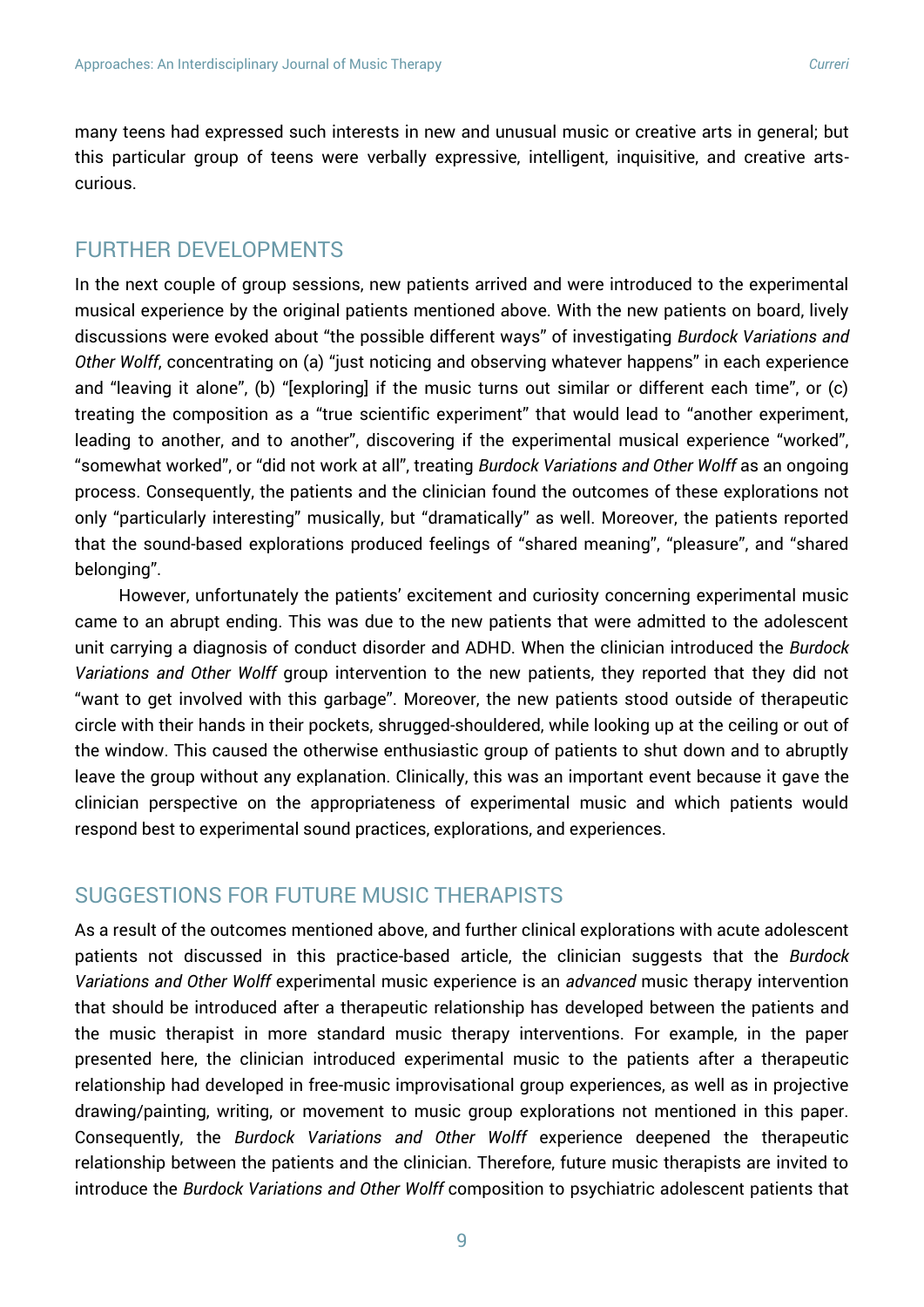many teens had expressed such interests in new and unusual music or creative arts in general; but this particular group of teens were verbally expressive, intelligent, inquisitive, and creative arts-curious.

## FURTHER DEVELOPMENTS

In the next couple of group sessions, new patients arrived and were introduced to the experimental musical experience by the original patients mentioned above. With the new patients on board, lively discussions were evoked about "the possible different ways" of investigating *Burdock Variations and Other Wolff*, concentrating on (a) "just noticing and observing whatever happens" in each experience and "leaving it alone", (b) "[exploring] if the music turns out similar or different each time", or (c) treating the composition as a "true scientific experiment" that would lead to "another experiment, leading to another, and to another", discovering if the experimental musical experience "worked", "somewhat worked", or "did not work at all", treating *Burdock Variations and Other Wolff* as an ongoing process. Consequently, the patients and the clinician found the outcomes of these explorations not only "particularly interesting" musically, but "dramatically" as well. Moreover, the patients reported that the sound-based explorations produced feelings of "shared meaning", "pleasure", and "shared belonging".

However, unfortunately the patients' excitement and curiosity concerning experimental music came to an abrupt ending. This was due to the new patients that were admitted to the adolescent unit carrying a diagnosis of conduct disorder and ADHD. When the clinician introduced the *Burdock Variations and Other Wolff* group intervention to the new patients, they reported that they did not "want to get involved with this garbage". Moreover, the new patients stood outside of therapeutic circle with their hands in their pockets, shrugged-shouldered, while looking up at the ceiling or out of the window. This caused the otherwise enthusiastic group of patients to shut down and to abruptly leave the group without any explanation. Clinically, this was an important event because it gave the clinician perspective on the appropriateness of experimental music and which patients would respond best to experimental sound practices, explorations, and experiences.

## SUGGESTIONS FOR FUTURE MUSIC THERAPISTS

As a result of the outcomes mentioned above, and further clinical explorations with acute adolescent patients not discussed in this practice-based article, the clinician suggests that the *Burdock Variations and Other Wolff* experimental music experience is an *advanced* music therapy intervention that should be introduced after a therapeutic relationship has developed between the patients and the music therapist in more standard music therapy interventions. For example, in the paper presented here, the clinician introduced experimental music to the patients after a therapeutic relationship had developed in free-music improvisational group experiences, as well as in projective drawing/painting, writing, or movement to music group explorations not mentioned in this paper. Consequently, the *Burdock Variations and Other Wolff* experience deepened the therapeutic relationship between the patients and the clinician. Therefore, future music therapists are invited to introduce the *Burdock Variations and Other Wolff* composition to psychiatric adolescent patients that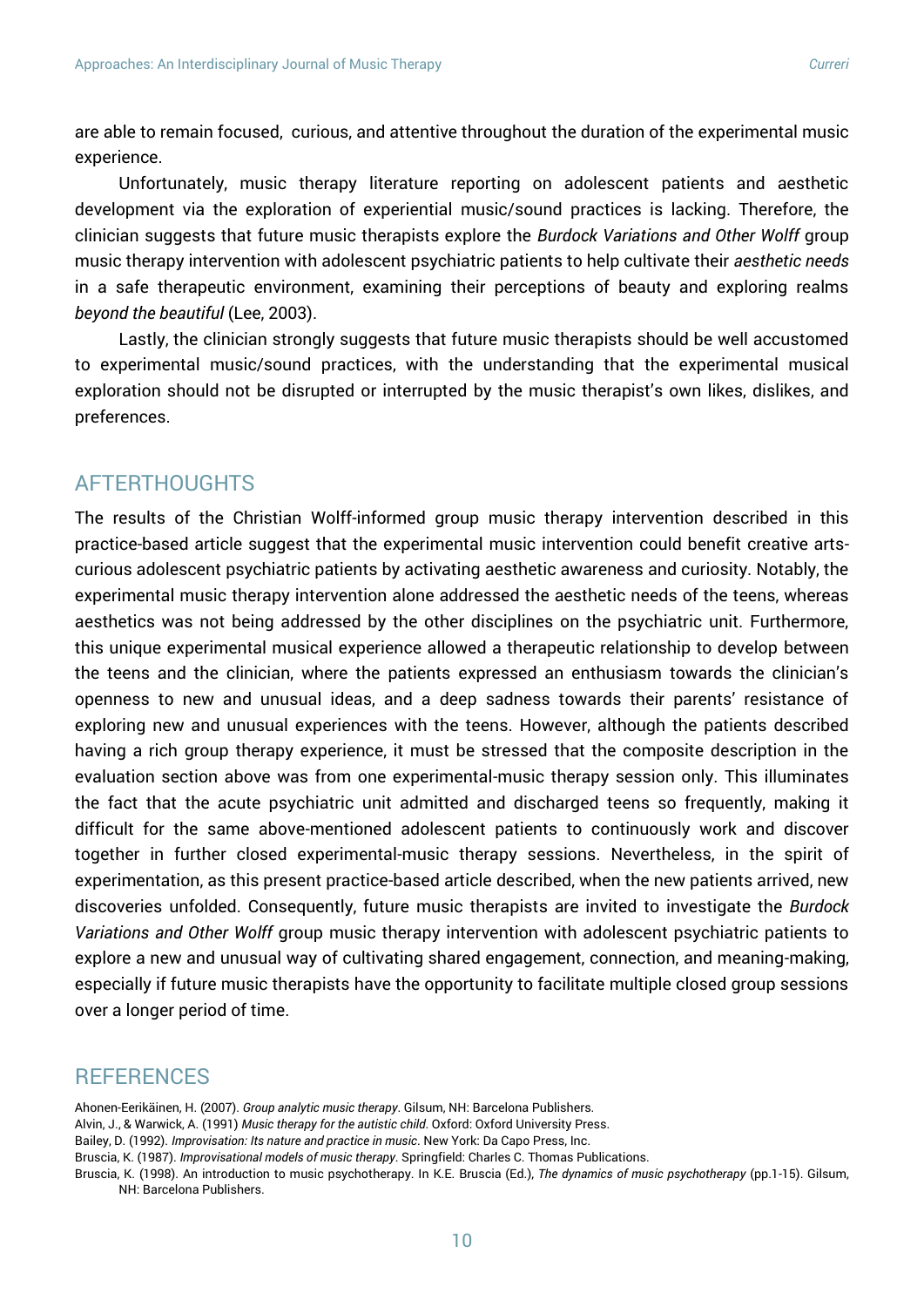are able to remain focused, curious, and attentive throughout the duration of the experimental music experience.

Unfortunately, music therapy literature reporting on adolescent patients and aesthetic development via the exploration of experiential music/sound practices is lacking. Therefore, the clinician suggests that future music therapists explore the *Burdock Variations and Other Wolff* group music therapy intervention with adolescent psychiatric patients to help cultivate their *aesthetic needs* in a safe therapeutic environment, examining their perceptions of beauty and exploring realms *beyond the beautiful* (Lee, 2003).

Lastly, the clinician strongly suggests that future music therapists should be well accustomed to experimental music/sound practices, with the understanding that the experimental musical exploration should not be disrupted or interrupted by the music therapist's own likes, dislikes, and preferences.

## AFTERTHOUGHTS

The results of the Christian Wolff-informed group music therapy intervention described in this practice-based article suggest that the experimental music intervention could benefit creative arts-curious adolescent psychiatric patients by activating aesthetic awareness and curiosity. Notably, the experimental music therapy intervention alone addressed the aesthetic needs of the teens, whereas aesthetics was not being addressed by the other disciplines on the psychiatric unit. Furthermore, this unique experimental musical experience allowed a therapeutic relationship to develop between the teens and the clinician, where the patients expressed an enthusiasm towards the clinician's openness to new and unusual ideas, and a deep sadness towards their parents' resistance of exploring new and unusual experiences with the teens. However, although the patients described having a rich group therapy experience, it must be stressed that the composite description in the evaluation section above was from one experimental-music therapy session only. This illuminates the fact that the acute psychiatric unit admitted and discharged teens so frequently, making it difficult for the same above-mentioned adolescent patients to continuously work and discover together in further closed experimental-music therapy sessions. Nevertheless, in the spirit of experimentation, as this present practice-based article described, when the new patients arrived, new discoveries unfolded. Consequently, future music therapists are invited to investigate the *Burdock Variations and Other Wolff* group music therapy intervention with adolescent psychiatric patients to explore a new and unusual way of cultivating shared engagement, connection, and meaning-making, especially if future music therapists have the opportunity to facilitate multiple closed group sessions over a longer period of time.

## REFERENCES

Ahonen-Eerikäinen, H. (2007). *Group analytic music therapy*. Gilsum, NH: Barcelona Publishers.

Alvin, J., & Warwick, A. (1991) *Music therapy for the autistic child*. Oxford: Oxford University Press.

Bailey, D. (1992). *Improvisation: Its nature and practice in music*. New York: Da Capo Press, Inc.

Bruscia, K. (1987). *Improvisational models of music therapy*. Springfield: Charles C. Thomas Publications.

Bruscia, K. (1998). An introduction to music psychotherapy. In K.E. Bruscia (Ed.), *The dynamics of music psychotherapy* (pp.1-15). Gilsum, NH: Barcelona Publishers.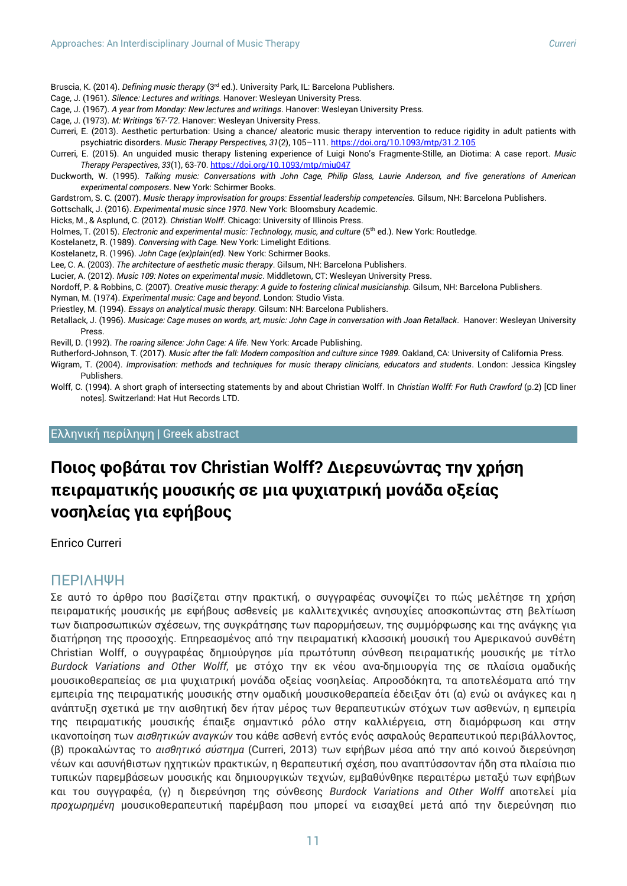Bruscia, K. (2014). *Defining music therapy* (3rd ed.). University Park, IL: Barcelona Publishers.

Cage, J. (1961). *Silence: Lectures and writings.* Hanover: Wesleyan University Press.

Cage, J. (1967). *A year from Monday: New lectures and writings*. Hanover: Wesleyan University Press.

Cage, J. (1973). *M: Writings '67-'72*. Hanover: Wesleyan University Press.

Curreri, E. (2013). Aesthetic perturbation: Using a chance/ aleatoric music therapy intervention to reduce rigidity in adult patients with psychiatric disorders. *Music Therapy Perspectives, 31*(2), 105–111. https://doi.org/10.1093/mtp/31.2.105

Curreri, E. (2015). An unguided music therapy listening experience of Luigi Nono's Fragmente-Stille, an Diotima: A case report. *Music Therapy Perspectives*, *33*(1), 63-70. https://doi.org/10.1093/mtp/miu047

Duckworth, W. (1995). *Talking music: Conversations with John Cage, Philip Glass, Laurie Anderson, and five generations of American experimental composers*. New York: Schirmer Books.

Gardstrom, S. C. (2007). *Music therapy improvisation for groups: Essential leadership competencies.* Gilsum, NH: Barcelona Publishers.

Gottschalk, J. (2016). *Experimental music since 1970*. New York: Bloomsbury Academic.

Hicks, M., & Asplund, C. (2012). *Christian Wolff*. Chicago: University of Illinois Press.

Holmes, T. (2015). *Electronic and experimental music: Technology, music, and culture* (5th ed.). New York: Routledge.

Kostelanetz, R. (1989). *Conversing with Cage.* New York: Limelight Editions.

Kostelanetz, R. (1996). *John Cage (ex)plain(ed)*. New York: Schirmer Books.

Lee, C. A. (2003). *The architecture of aesthetic music therapy*. Gilsum, NH: Barcelona Publishers.

Lucier, A. (2012). *Music 109: Notes on experimental music*. Middletown, CT: Wesleyan University Press.

Nordoff, P. & Robbins, C. (2007). *Creative music therapy: A guide to fostering clinical musicianship.* Gilsum, NH: Barcelona Publishers.

Nyman, M. (1974). *Experimental music: Cage and beyond*. London: Studio Vista.

Priestley, M. (1994). *Essays on analytical music therapy.* Gilsum: NH: Barcelona Publishers.

Retallack, J. (1996). *Musicage: Cage muses on words, art, music: John Cage in conversation with Joan Retallack*. Hanover: Wesleyan University Press.

Revill, D. (1992). *The roaring silence: John Cage: A life*. New York: Arcade Publishing.

Rutherford-Johnson, T. (2017). *Music after the fall: Modern composition and culture since 1989.* Oakland, CA: University of California Press.

Wigram, T. (2004). *Improvisation: methods and techniques for music therapy clinicians, educators and students*. London: Jessica Kingsley Publishers.

Wolff, C. (1994). A short graph of intersecting statements by and about Christian Wolff. In *Christian Wolff: For Ruth Crawford* (p.2) [CD liner notes]. Switzerland: Hat Hut Records LTD.

## Ελληνική περίληψη | Greek abstract

# Ποιος φοβάται τον Christian Wolff? Διερευνώντας την χρήση πειραματικής μουσικής σε μια ψυχιατρική μονάδα οξείας νοσηλείας για εφήβους

Enrico Curreri

## ΠΕΡΙΛΗΨΗ

Σε αυτό το άρθρο που βασίζεται στην πρακτική, ο συγγραφέας συνοψίζει το πώς μελέτησε τη χρήση πειραματικής μουσικής με εφήβους ασθενείς με καλλιτεχνικές ανησυχίες αποσκοπώντας στη βελτίωση των διαπροσωπικών σχέσεων, της συγκράτησης των παρορμήσεων, της συμμόρφωσης και της ανάγκης για διατήρηση της προσοχής. Επηρεασμένος από την πειραματική κλασσική μουσική του Αμερικανού συνθέτη Christian Wolff, ο συγγραφέας δημιούργησε μία πρωτότυπη σύνθεση πειραματικής μουσικής με τίτλο *Burdock Variations and Other Wolff*, με στόχο την εκ νέου ανα-δημιουργία της σε πλαίσια ομαδικής μουσικοθεραπείας σε μια ψυχιατρική μονάδα οξείας νοσηλείας. Απροσδόκητα, τα αποτελέσματα από την εμπειρία της πειραματικής μουσικής στην ομαδική μουσικοθεραπεία έδειξαν ότι (α) ενώ οι ανάγκες και η ανάπτυξη σχετικά με την αισθητική δεν ήταν μέρος των θεραπευτικών στόχων των ασθενών, η εμπειρία της πειραματικής μουσικής έπαιξε σημαντικό ρόλο στην καλλιέργεια, στη διαμόρφωση και στην ικανοποίηση των *αισθητικών αναγκών* του κάθε ασθενή εντός ενός ασφαλούς θεραπευτικού περιβάλλοντος, (β) προκαλώντας το *αισθητικό σύστημα* (Curreri, 2013) των εφήβων μέσα από την από κοινού διερεύνηση νέων και ασυνήθιστων ηχητικών πρακτικών, η θεραπευτική σχέση, που αναπτύσσονταν ήδη στα πλαίσια πιο τυπικών παρεμβάσεων μουσικής και δημιουργικών τεχνών, εμβαθύνθηκε περαιτέρω μεταξύ των εφήβων και του συγγραφέα, (γ) η διερεύνηση της σύνθεσης *Burdock Variations and Other Wolff* αποτελεί μία *προχωρημένη* μουσικοθεραπευτική παρέμβαση που μπορεί να εισαχθεί μετά από την διερεύνηση πιο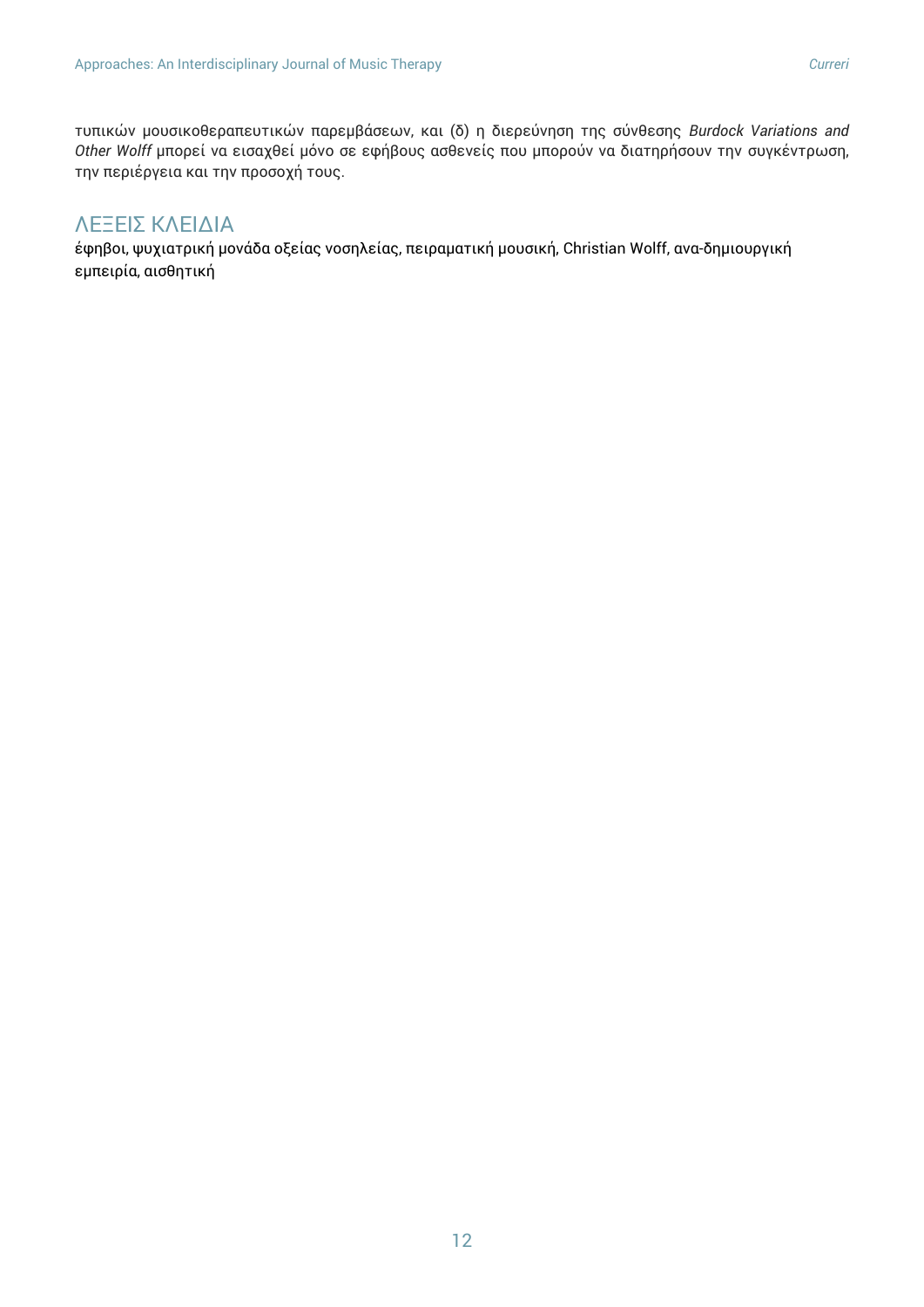τυπικών μουσικοθεραπευτικών παρεμβάσεων, και (δ) η διερεύνηση της σύνθεσης *Burdock Variations and Other Wolff* μπορεί να εισαχθεί μόνο σε εφήβους ασθενείς που μπορούν να διατηρήσουν την συγκέντρωση, την περιέργεια και την προσοχή τους.

## ΛΕΞΕΙΣ ΚΛΕΙΔΙΑ

έφηβοι, ψυχιατρική μονάδα οξείας νοσηλείας, πειραματική μουσική, Christian Wolff, ανα-δημιουργική εμπειρία, αισθητική